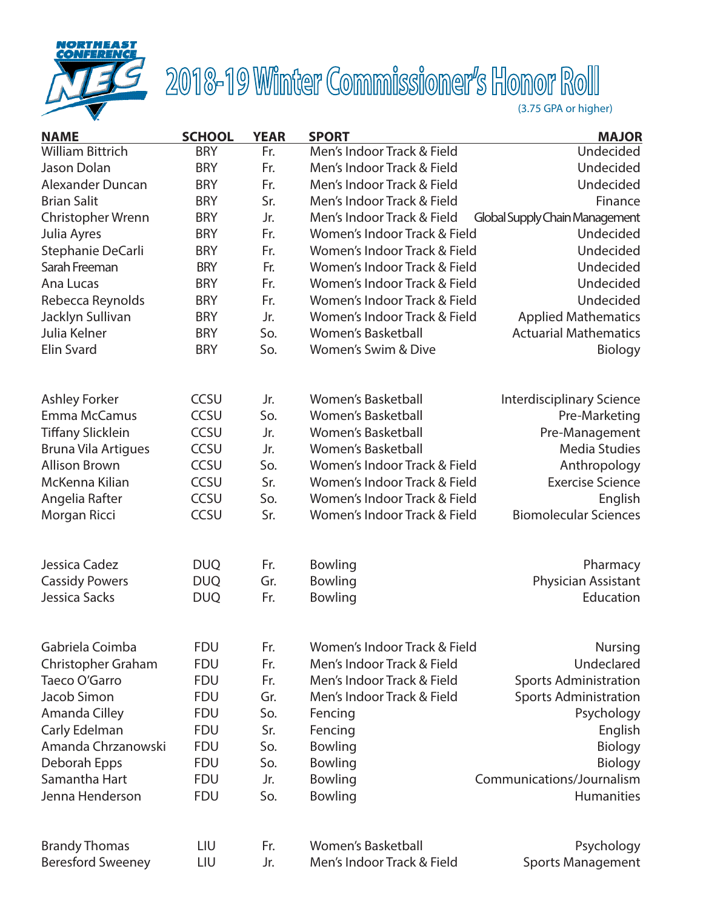# 2018-19 Winter Commissioner's Honor Roll

(3.75 GPA or higher)

| NAME | SCHOOL | YEAR | SPORT | MAJOR |
|---|---|---|---|---|
| William Bittrich | BRY | Fr. | Men's Indoor Track & Field | Undecided |
| Jason Dolan | BRY | Fr. | Men's Indoor Track & Field | Undecided |
| Alexander Duncan | BRY | Fr. | Men's Indoor Track & Field | Undecided |
| Brian Salit | BRY | Sr. | Men's Indoor Track & Field | Finance |
| Christopher Wrenn | BRY | Jr. | Men's Indoor Track & Field | Global Supply Chain Management |
| Julia Ayres | BRY | Fr. | Women's Indoor Track & Field | Undecided |
| Stephanie DeCarli | BRY | Fr. | Women's Indoor Track & Field | Undecided |
| Sarah Freeman | BRY | Fr. | Women's Indoor Track & Field | Undecided |
| Ana Lucas | BRY | Fr. | Women's Indoor Track & Field | Undecided |
| Rebecca Reynolds | BRY | Fr. | Women's Indoor Track & Field | Undecided |
| Jacklyn Sullivan | BRY | Jr. | Women's Indoor Track & Field | Applied Mathematics |
| Julia Kelner | BRY | So. | Women's Basketball | Actuarial Mathematics |
| Elin Svard | BRY | So. | Women's Swim & Dive | Biology |
| Ashley Forker | CCSU | Jr. | Women's Basketball | Interdisciplinary Science |
| Emma McCamus | CCSU | So. | Women's Basketball | Pre-Marketing |
| Tiffany Slicklein | CCSU | Jr. | Women's Basketball | Pre-Management |
| Bruna Vila Artigues | CCSU | Jr. | Women's Basketball | Media Studies |
| Allison Brown | CCSU | So. | Women's Indoor Track & Field | Anthropology |
| McKenna Kilian | CCSU | Sr. | Women's Indoor Track & Field | Exercise Science |
| Angelia Rafter | CCSU | So. | Women's Indoor Track & Field | English |
| Morgan Ricci | CCSU | Sr. | Women's Indoor Track & Field | Biomolecular Sciences |
| Jessica Cadez | DUQ | Fr. | Bowling | Pharmacy |
| Cassidy Powers | DUQ | Gr. | Bowling | Physician Assistant |
| Jessica Sacks | DUQ | Fr. | Bowling | Education |
| Gabriela Coimba | FDU | Fr. | Women's Indoor Track & Field | Nursing |
| Christopher Graham | FDU | Fr. | Men's Indoor Track & Field | Undeclared |
| Taeco O'Garro | FDU | Fr. | Men's Indoor Track & Field | Sports Administration |
| Jacob Simon | FDU | Gr. | Men's Indoor Track & Field | Sports Administration |
| Amanda Cilley | FDU | So. | Fencing | Psychology |
| Carly Edelman | FDU | Sr. | Fencing | English |
| Amanda Chrzanowski | FDU | So. | Bowling | Biology |
| Deborah Epps | FDU | So. | Bowling | Biology |
| Samantha Hart | FDU | Jr. | Bowling | Communications/Journalism |
| Jenna Henderson | FDU | So. | Bowling | Humanities |
| Brandy Thomas | LIU | Fr. | Women's Basketball | Psychology |
| Beresford Sweeney | LIU | Jr. | Men's Indoor Track & Field | Sports Management |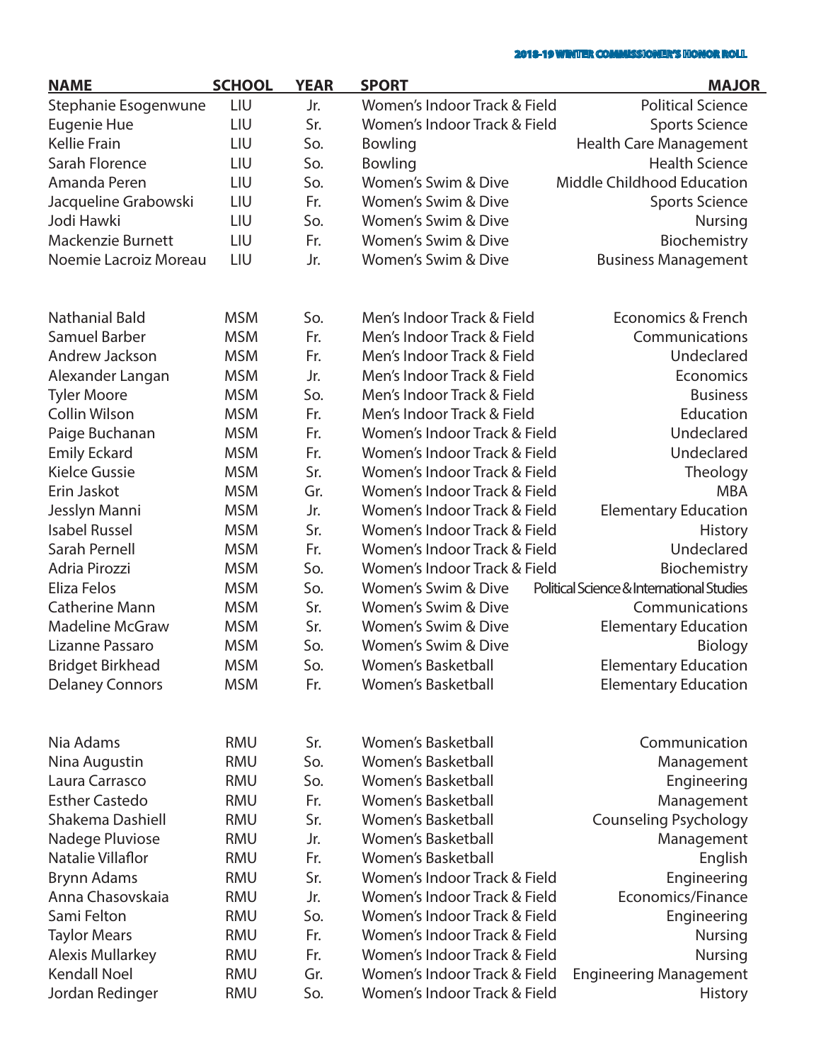| NAME | SCHOOL | YEAR | SPORT | MAJOR |
|---|---|---|---|---|
| Stephanie Esogenwune | LIU | Jr. | Women's Indoor Track & Field | Political Science |
| Eugenie Hue | LIU | Sr. | Women's Indoor Track & Field | Sports Science |
| Kellie Frain | LIU | So. | Bowling | Health Care Management |
| Sarah Florence | LIU | So. | Bowling | Health Science |
| Amanda Peren | LIU | So. | Women's Swim & Dive | Middle Childhood Education |
| Jacqueline Grabowski | LIU | Fr. | Women's Swim & Dive | Sports Science |
| Jodi Hawki | LIU | So. | Women's Swim & Dive | Nursing |
| Mackenzie Burnett | LIU | Fr. | Women's Swim & Dive | Biochemistry |
| Noemie Lacroiz Moreau | LIU | Jr. | Women's Swim & Dive | Business Management |
| | | | | |
| Nathanial Bald | MSM | So. | Men's Indoor Track & Field | Economics & French |
| Samuel Barber | MSM | Fr. | Men's Indoor Track & Field | Communications |
| Andrew Jackson | MSM | Fr. | Men's Indoor Track & Field | Undeclared |
| Alexander Langan | MSM | Jr. | Men's Indoor Track & Field | Economics |
| Tyler Moore | MSM | So. | Men's Indoor Track & Field | Business |
| Collin Wilson | MSM | Fr. | Men's Indoor Track & Field | Education |
| Paige Buchanan | MSM | Fr. | Women's Indoor Track & Field | Undeclared |
| Emily Eckard | MSM | Fr. | Women's Indoor Track & Field | Undeclared |
| Kielce Gussie | MSM | Sr. | Women's Indoor Track & Field | Theology |
| Erin Jaskot | MSM | Gr. | Women's Indoor Track & Field | MBA |
| Jesslyn Manni | MSM | Jr. | Women's Indoor Track & Field | Elementary Education |
| Isabel Russel | MSM | Sr. | Women's Indoor Track & Field | History |
| Sarah Pernell | MSM | Fr. | Women's Indoor Track & Field | Undeclared |
| Adria Pirozzi | MSM | So. | Women's Indoor Track & Field | Biochemistry |
| Eliza Felos | MSM | So. | Women's Swim & Dive | Political Science & International Studies |
| Catherine Mann | MSM | Sr. | Women's Swim & Dive | Communications |
| Madeline McGraw | MSM | Sr. | Women's Swim & Dive | Elementary Education |
| Lizanne Passaro | MSM | So. | Women's Swim & Dive | Biology |
| Bridget Birkhead | MSM | So. | Women's Basketball | Elementary Education |
| Delaney Connors | MSM | Fr. | Women's Basketball | Elementary Education |
| | | | | |
| Nia Adams | RMU | Sr. | Women's Basketball | Communication |
| Nina Augustin | RMU | So. | Women's Basketball | Management |
| Laura Carrasco | RMU | So. | Women's Basketball | Engineering |
| Esther Castedo | RMU | Fr. | Women's Basketball | Management |
| Shakema Dashiell | RMU | Sr. | Women's Basketball | Counseling Psychology |
| Nadege Pluviose | RMU | Jr. | Women's Basketball | Management |
| Natalie Villaflor | RMU | Fr. | Women's Basketball | English |
| Brynn Adams | RMU | Sr. | Women's Indoor Track & Field | Engineering |
| Anna Chasovskaia | RMU | Jr. | Women's Indoor Track & Field | Economics/Finance |
| Sami Felton | RMU | So. | Women's Indoor Track & Field | Engineering |
| Taylor Mears | RMU | Fr. | Women's Indoor Track & Field | Nursing |
| Alexis Mullarkey | RMU | Fr. | Women's Indoor Track & Field | Nursing |
| Kendall Noel | RMU | Gr. | Women's Indoor Track & Field | Engineering Management |
| Jordan Redinger | RMU | So. | Women's Indoor Track & Field | History |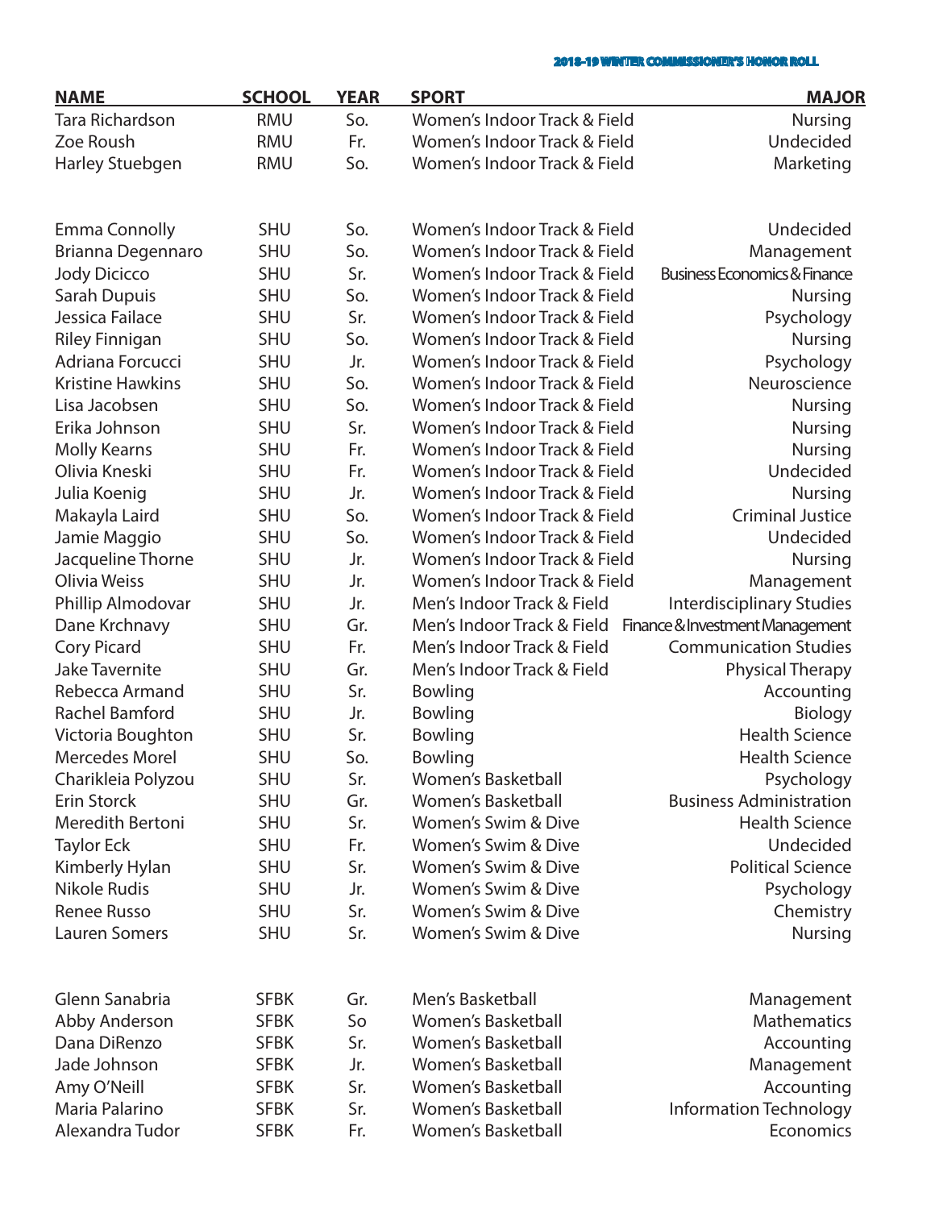| NAME | SCHOOL | YEAR | SPORT | MAJOR |
|---|---|---|---|---|
| Tara Richardson | RMU | So. | Women's Indoor Track & Field | Nursing |
| Zoe Roush | RMU | Fr. | Women's Indoor Track & Field | Undecided |
| Harley Stuebgen | RMU | So. | Women's Indoor Track & Field | Marketing |
| | | | | |
| Emma Connolly | SHU | So. | Women's Indoor Track & Field | Undecided |
| Brianna Degennaro | SHU | So. | Women's Indoor Track & Field | Management |
| Jody Dicicco | SHU | Sr. | Women's Indoor Track & Field | Business Economics & Finance |
| Sarah Dupuis | SHU | So. | Women's Indoor Track & Field | Nursing |
| Jessica Failace | SHU | Sr. | Women's Indoor Track & Field | Psychology |
| Riley Finnigan | SHU | So. | Women's Indoor Track & Field | Nursing |
| Adriana Forcucci | SHU | Jr. | Women's Indoor Track & Field | Psychology |
| Kristine Hawkins | SHU | So. | Women's Indoor Track & Field | Neuroscience |
| Lisa Jacobsen | SHU | So. | Women's Indoor Track & Field | Nursing |
| Erika Johnson | SHU | Sr. | Women's Indoor Track & Field | Nursing |
| Molly Kearns | SHU | Fr. | Women's Indoor Track & Field | Nursing |
| Olivia Kneski | SHU | Fr. | Women's Indoor Track & Field | Undecided |
| Julia Koenig | SHU | Jr. | Women's Indoor Track & Field | Nursing |
| Makayla Laird | SHU | So. | Women's Indoor Track & Field | Criminal Justice |
| Jamie Maggio | SHU | So. | Women's Indoor Track & Field | Undecided |
| Jacqueline Thorne | SHU | Jr. | Women's Indoor Track & Field | Nursing |
| Olivia Weiss | SHU | Jr. | Women's Indoor Track & Field | Management |
| Phillip Almodovar | SHU | Jr. | Men's Indoor Track & Field | Interdisciplinary Studies |
| Dane Krchnavy | SHU | Gr. | Men's Indoor Track & Field | Finance & Investment Management |
| Cory Picard | SHU | Fr. | Men's Indoor Track & Field | Communication Studies |
| Jake Tavernite | SHU | Gr. | Men's Indoor Track & Field | Physical Therapy |
| Rebecca Armand | SHU | Sr. | Bowling | Accounting |
| Rachel Bamford | SHU | Jr. | Bowling | Biology |
| Victoria Boughton | SHU | Sr. | Bowling | Health Science |
| Mercedes Morel | SHU | So. | Bowling | Health Science |
| Charikleia Polyzou | SHU | Sr. | Women's Basketball | Psychology |
| Erin Storck | SHU | Gr. | Women's Basketball | Business Administration |
| Meredith Bertoni | SHU | Sr. | Women's Swim & Dive | Health Science |
| Taylor Eck | SHU | Fr. | Women's Swim & Dive | Undecided |
| Kimberly Hylan | SHU | Sr. | Women's Swim & Dive | Political Science |
| Nikole Rudis | SHU | Jr. | Women's Swim & Dive | Psychology |
| Renee Russo | SHU | Sr. | Women's Swim & Dive | Chemistry |
| Lauren Somers | SHU | Sr. | Women's Swim & Dive | Nursing |
| | | | | |
| Glenn Sanabria | SFBK | Gr. | Men's Basketball | Management |
| Abby Anderson | SFBK | So | Women's Basketball | Mathematics |
| Dana DiRenzo | SFBK | Sr. | Women's Basketball | Accounting |
| Jade Johnson | SFBK | Jr. | Women's Basketball | Management |
| Amy O'Neill | SFBK | Sr. | Women's Basketball | Accounting |
| Maria Palarino | SFBK | Sr. | Women's Basketball | Information Technology |
| Alexandra Tudor | SFBK | Fr. | Women's Basketball | Economics |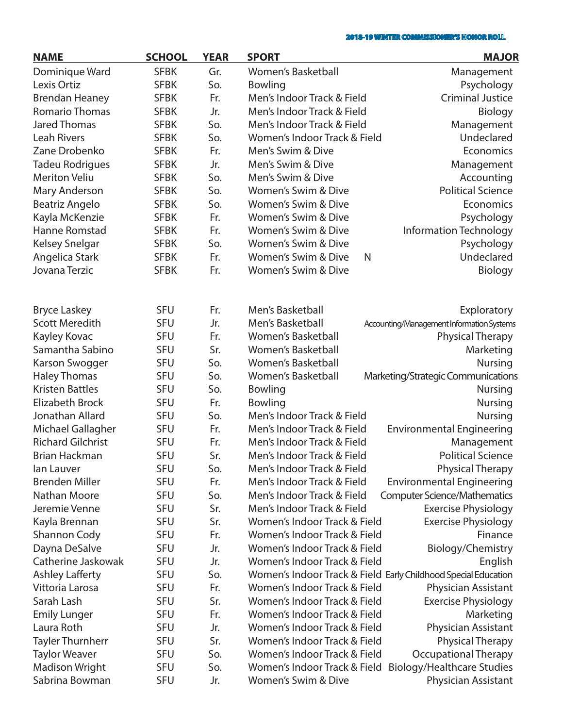| NAME | SCHOOL | YEAR | SPORT | MAJOR |
|---|---|---|---|---|
| Dominique Ward | SFBK | Gr. | Women's Basketball | Management |
| Lexis Ortiz | SFBK | So. | Bowling | Psychology |
| Brendan Heaney | SFBK | Fr. | Men's Indoor Track & Field | Criminal Justice |
| Romario Thomas | SFBK | Jr. | Men's Indoor Track & Field | Biology |
| Jared Thomas | SFBK | So. | Men's Indoor Track & Field | Management |
| Leah Rivers | SFBK | So. | Women's Indoor Track & Field | Undeclared |
| Zane Drobenko | SFBK | Fr. | Men's Swim & Dive | Economics |
| Tadeu Rodrigues | SFBK | Jr. | Men's Swim & Dive | Management |
| Meriton Veliu | SFBK | So. | Men's Swim & Dive | Accounting |
| Mary Anderson | SFBK | So. | Women's Swim & Dive | Political Science |
| Beatriz Angelo | SFBK | So. | Women's Swim & Dive | Economics |
| Kayla McKenzie | SFBK | Fr. | Women's Swim & Dive | Psychology |
| Hanne Romstad | SFBK | Fr. | Women's Swim & Dive | Information Technology |
| Kelsey Snelgar | SFBK | So. | Women's Swim & Dive | Psychology |
| Angelica Stark | SFBK | Fr. | Women's Swim & Dive N | Undeclared |
| Jovana Terzic | SFBK | Fr. | Women's Swim & Dive | Biology |
| Bryce Laskey | SFU | Fr. | Men's Basketball | Exploratory |
| Scott Meredith | SFU | Jr. | Men's Basketball | Accounting/Management Information Systems |
| Kayley Kovac | SFU | Fr. | Women's Basketball | Physical Therapy |
| Samantha Sabino | SFU | Sr. | Women's Basketball | Marketing |
| Karson Swogger | SFU | So. | Women's Basketball | Nursing |
| Haley Thomas | SFU | So. | Women's Basketball | Marketing/Strategic Communications |
| Kristen Battles | SFU | So. | Bowling | Nursing |
| Elizabeth Brock | SFU | Fr. | Bowling | Nursing |
| Jonathan Allard | SFU | So. | Men's Indoor Track & Field | Nursing |
| Michael Gallagher | SFU | Fr. | Men's Indoor Track & Field | Environmental Engineering |
| Richard Gilchrist | SFU | Fr. | Men's Indoor Track & Field | Management |
| Brian Hackman | SFU | Sr. | Men's Indoor Track & Field | Political Science |
| Ian Lauver | SFU | So. | Men's Indoor Track & Field | Physical Therapy |
| Brenden Miller | SFU | Fr. | Men's Indoor Track & Field | Environmental Engineering |
| Nathan Moore | SFU | So. | Men's Indoor Track & Field | Computer Science/Mathematics |
| Jeremie Venne | SFU | Sr. | Men's Indoor Track & Field | Exercise Physiology |
| Kayla Brennan | SFU | Sr. | Women's Indoor Track & Field | Exercise Physiology |
| Shannon Cody | SFU | Fr. | Women's Indoor Track & Field | Finance |
| Dayna DeSalve | SFU | Jr. | Women's Indoor Track & Field | Biology/Chemistry |
| Catherine Jaskowak | SFU | Jr. | Women's Indoor Track & Field | English |
| Ashley Lafferty | SFU | So. | Women's Indoor Track & Field | Early Childhood Special Education |
| Vittoria Larosa | SFU | Fr. | Women's Indoor Track & Field | Physician Assistant |
| Sarah Lash | SFU | Sr. | Women's Indoor Track & Field | Exercise Physiology |
| Emily Lunger | SFU | Fr. | Women's Indoor Track & Field | Marketing |
| Laura Roth | SFU | Jr. | Women's Indoor Track & Field | Physician Assistant |
| Tayler Thurnherr | SFU | Sr. | Women's Indoor Track & Field | Physical Therapy |
| Taylor Weaver | SFU | So. | Women's Indoor Track & Field | Occupational Therapy |
| Madison Wright | SFU | So. | Women's Indoor Track & Field | Biology/Healthcare Studies |
| Sabrina Bowman | SFU | Jr. | Women's Swim & Dive | Physician Assistant |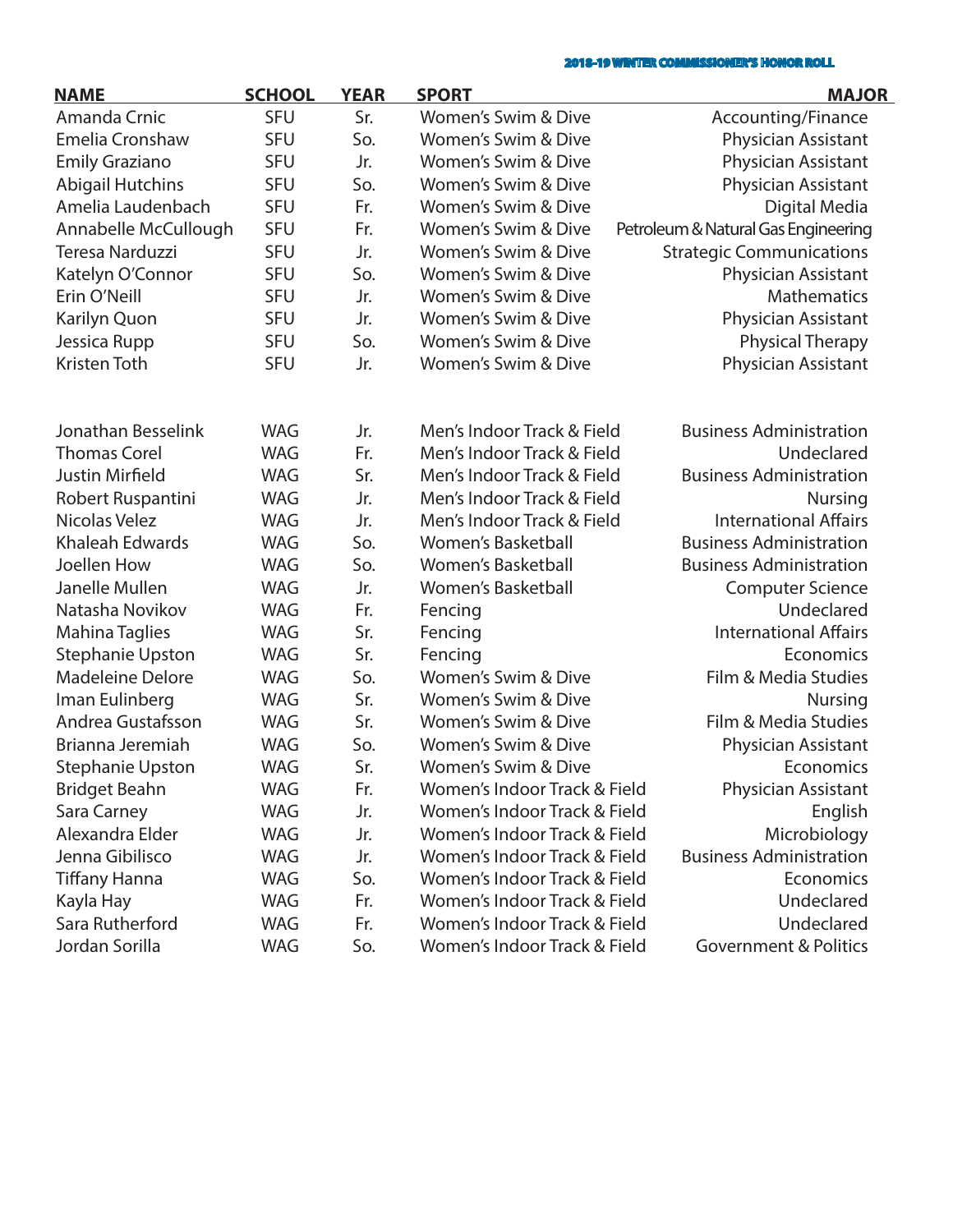| NAME | SCHOOL | YEAR | SPORT | MAJOR |
|---|---|---|---|---|
| Amanda Crnic | SFU | Sr. | Women's Swim & Dive | Accounting/Finance |
| Emelia Cronshaw | SFU | So. | Women's Swim & Dive | Physician Assistant |
| Emily Graziano | SFU | Jr. | Women's Swim & Dive | Physician Assistant |
| Abigail Hutchins | SFU | So. | Women's Swim & Dive | Physician Assistant |
| Amelia Laudenbach | SFU | Fr. | Women's Swim & Dive | Digital Media |
| Annabelle McCullough | SFU | Fr. | Women's Swim & Dive | Petroleum & Natural Gas Engineering |
| Teresa Narduzzi | SFU | Jr. | Women's Swim & Dive | Strategic Communications |
| Katelyn O'Connor | SFU | So. | Women's Swim & Dive | Physician Assistant |
| Erin O'Neill | SFU | Jr. | Women's Swim & Dive | Mathematics |
| Karilyn Quon | SFU | Jr. | Women's Swim & Dive | Physician Assistant |
| Jessica Rupp | SFU | So. | Women's Swim & Dive | Physical Therapy |
| Kristen Toth | SFU | Jr. | Women's Swim & Dive | Physician Assistant |
| Jonathan Besselink | WAG | Jr. | Men's Indoor Track & Field | Business Administration |
| Thomas Corel | WAG | Fr. | Men's Indoor Track & Field | Undeclared |
| Justin Mirfield | WAG | Sr. | Men's Indoor Track & Field | Business Administration |
| Robert Ruspantini | WAG | Jr. | Men's Indoor Track & Field | Nursing |
| Nicolas Velez | WAG | Jr. | Men's Indoor Track & Field | International Affairs |
| Khaleah Edwards | WAG | So. | Women's Basketball | Business Administration |
| Joellen How | WAG | So. | Women's Basketball | Business Administration |
| Janelle Mullen | WAG | Jr. | Women's Basketball | Computer Science |
| Natasha Novikov | WAG | Fr. | Fencing | Undeclared |
| Mahina Taglies | WAG | Sr. | Fencing | International Affairs |
| Stephanie Upston | WAG | Sr. | Fencing | Economics |
| Madeleine Delore | WAG | So. | Women's Swim & Dive | Film & Media Studies |
| Iman Eulinberg | WAG | Sr. | Women's Swim & Dive | Nursing |
| Andrea Gustafsson | WAG | Sr. | Women's Swim & Dive | Film & Media Studies |
| Brianna Jeremiah | WAG | So. | Women's Swim & Dive | Physician Assistant |
| Stephanie Upston | WAG | Sr. | Women's Swim & Dive | Economics |
| Bridget Beahn | WAG | Fr. | Women's Indoor Track & Field | Physician Assistant |
| Sara Carney | WAG | Jr. | Women's Indoor Track & Field | English |
| Alexandra Elder | WAG | Jr. | Women's Indoor Track & Field | Microbiology |
| Jenna Gibilisco | WAG | Jr. | Women's Indoor Track & Field | Business Administration |
| Tiffany Hanna | WAG | So. | Women's Indoor Track & Field | Economics |
| Kayla Hay | WAG | Fr. | Women's Indoor Track & Field | Undeclared |
| Sara Rutherford | WAG | Fr. | Women's Indoor Track & Field | Undeclared |
| Jordan Sorilla | WAG | So. | Women's Indoor Track & Field | Government & Politics |